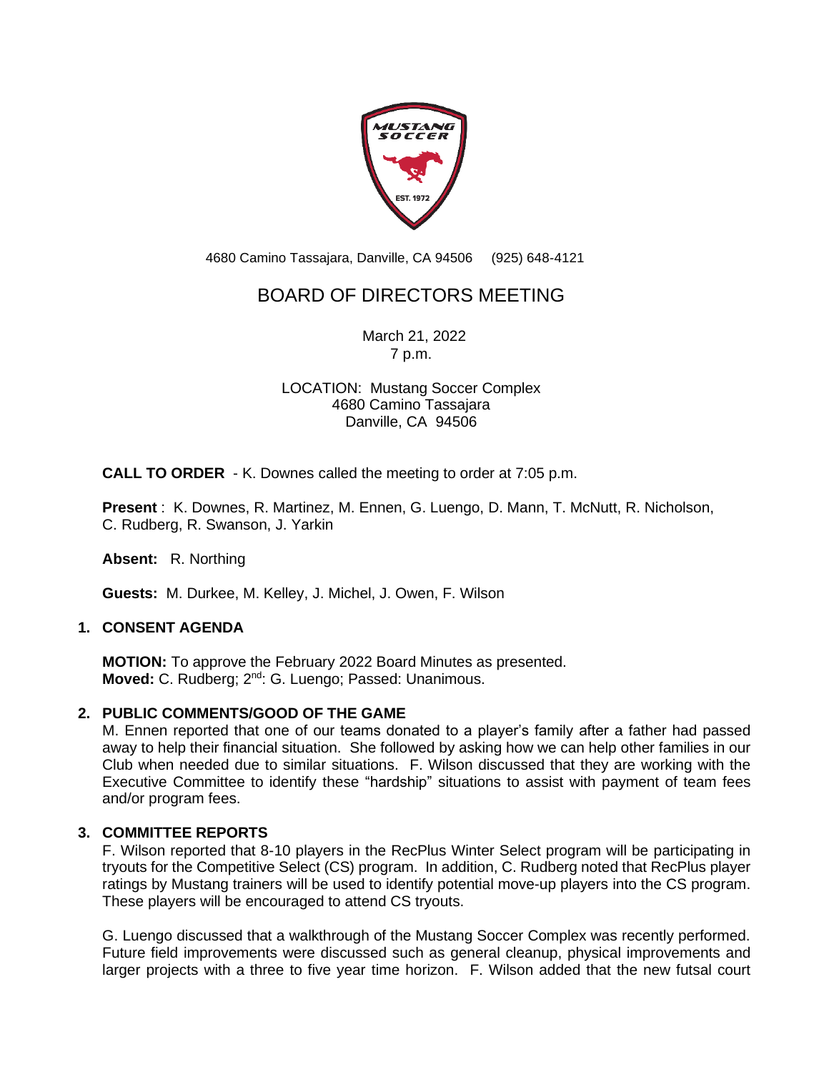4680 Camino Tassajara, Danville, CA 94506 (925) 648-4121

# BOARD OF DIRECTORS MEETING

March 21, 2022
7 p.m.

LOCATION: Mustang Soccer Complex
4680 Camino Tassajara
Danville, CA 94506

**CALL TO ORDER** - K. Downes called the meeting to order at 7:05 p.m.

**Present** : K. Downes, R. Martinez, M. Ennen, G. Luengo, D. Mann, T. McNutt, R. Nicholson, C. Rudberg, R. Swanson, J. Yarkin

**Absent:** R. Northing

**Guests:** M. Durkee, M. Kelley, J. Michel, J. Owen, F. Wilson

## 1. CONSENT AGENDA

**MOTION:** To approve the February 2022 Board Minutes as presented.
**Moved:** C. Rudberg; 2nd: G. Luengo; Passed: Unanimous.

## 2. PUBLIC COMMENTS/GOOD OF THE GAME

M. Ennen reported that one of our teams donated to a player's family after a father had passed away to help their financial situation. She followed by asking how we can help other families in our Club when needed due to similar situations. F. Wilson discussed that they are working with the Executive Committee to identify these "hardship" situations to assist with payment of team fees and/or program fees.

## 3. COMMITTEE REPORTS

F. Wilson reported that 8-10 players in the RecPlus Winter Select program will be participating in tryouts for the Competitive Select (CS) program. In addition, C. Rudberg noted that RecPlus player ratings by Mustang trainers will be used to identify potential move-up players into the CS program. These players will be encouraged to attend CS tryouts.

G. Luengo discussed that a walkthrough of the Mustang Soccer Complex was recently performed. Future field improvements were discussed such as general cleanup, physical improvements and larger projects with a three to five year time horizon. F. Wilson added that the new futsal court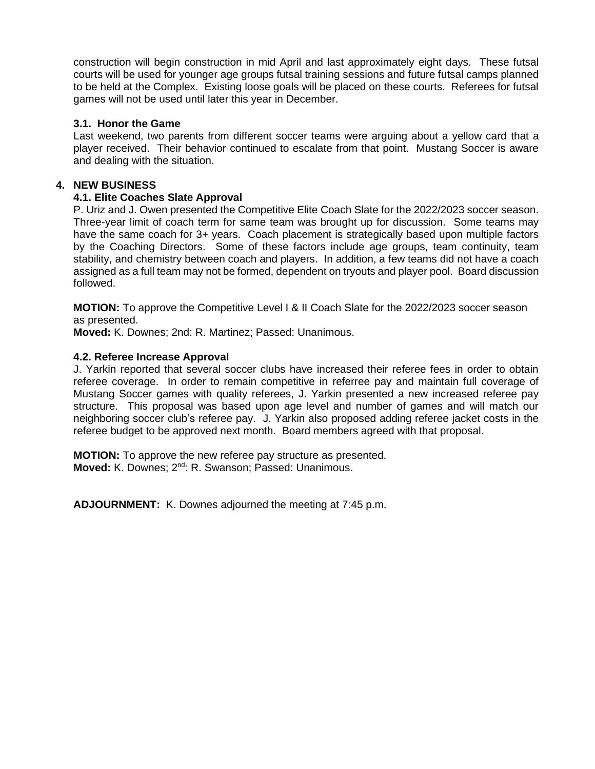construction will begin construction in mid April and last approximately eight days. These futsal courts will be used for younger age groups futsal training sessions and future futsal camps planned to be held at the Complex. Existing loose goals will be placed on these courts. Referees for futsal games will not be used until later this year in December.

### 3.1. Honor the Game

Last weekend, two parents from different soccer teams were arguing about a yellow card that a player received. Their behavior continued to escalate from that point. Mustang Soccer is aware and dealing with the situation.

## 4. NEW BUSINESS

### 4.1. Elite Coaches Slate Approval

P. Uriz and J. Owen presented the Competitive Elite Coach Slate for the 2022/2023 soccer season. Three-year limit of coach term for same team was brought up for discussion. Some teams may have the same coach for 3+ years. Coach placement is strategically based upon multiple factors by the Coaching Directors. Some of these factors include age groups, team continuity, team stability, and chemistry between coach and players. In addition, a few teams did not have a coach assigned as a full team may not be formed, dependent on tryouts and player pool. Board discussion followed.

**MOTION:** To approve the Competitive Level I & II Coach Slate for the 2022/2023 soccer season as presented.
**Moved:** K. Downes; 2nd: R. Martinez; Passed: Unanimous.

### 4.2. Referee Increase Approval

J. Yarkin reported that several soccer clubs have increased their referee fees in order to obtain referee coverage. In order to remain competitive in referree pay and maintain full coverage of Mustang Soccer games with quality referees, J. Yarkin presented a new increased referee pay structure. This proposal was based upon age level and number of games and will match our neighboring soccer club's referee pay. J. Yarkin also proposed adding referee jacket costs in the referee budget to be approved next month. Board members agreed with that proposal.

**MOTION:** To approve the new referee pay structure as presented.
**Moved:** K. Downes; 2nd: R. Swanson; Passed: Unanimous.

**ADJOURNMENT:** K. Downes adjourned the meeting at 7:45 p.m.